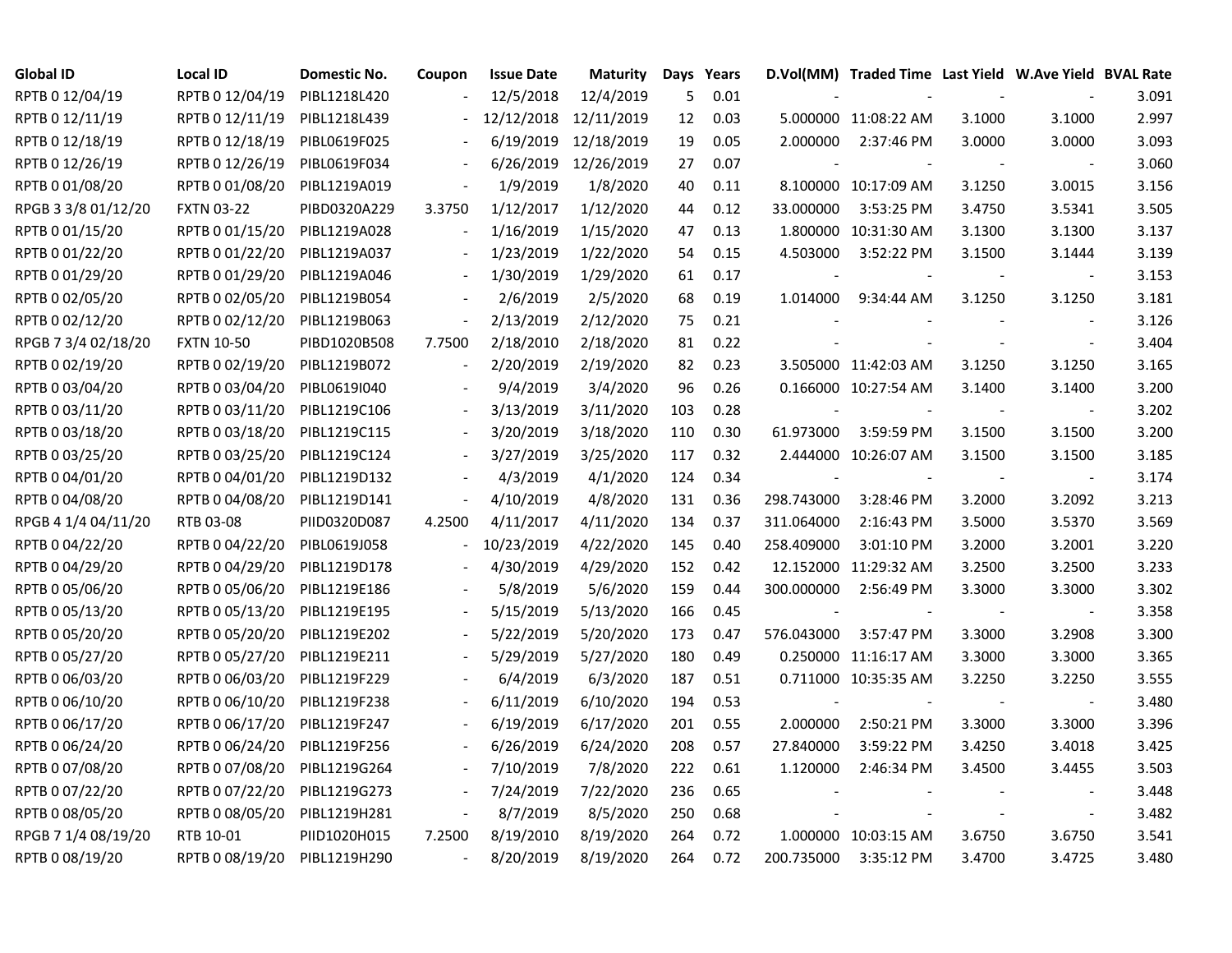| Global ID | Local ID | Domestic No. | Coupon | Issue Date | Maturity | Days | Years | D.Vol(MM) | Traded Time | Last Yield | W.Ave Yield | BVAL Rate |
|---|---|---|---|---|---|---|---|---|---|---|---|---|
| RPTB 0 12/04/19 | RPTB 0 12/04/19 | PIBL1218L420 | - | 12/5/2018 | 12/4/2019 | 5 | 0.01 | - | - | - | - | 3.091 |
| RPTB 0 12/11/19 | RPTB 0 12/11/19 | PIBL1218L439 | - | 12/12/2018 | 12/11/2019 | 12 | 0.03 | 5.000000 | 11:08:22 AM | 3.1000 | 3.1000 | 2.997 |
| RPTB 0 12/18/19 | RPTB 0 12/18/19 | PIBL0619F025 | - | 6/19/2019 | 12/18/2019 | 19 | 0.05 | 2.000000 | 2:37:46 PM | 3.0000 | 3.0000 | 3.093 |
| RPTB 0 12/26/19 | RPTB 0 12/26/19 | PIBL0619F034 | - | 6/26/2019 | 12/26/2019 | 27 | 0.07 | - | - | - | - | 3.060 |
| RPTB 0 01/08/20 | RPTB 0 01/08/20 | PIBL1219A019 | - | 1/9/2019 | 1/8/2020 | 40 | 0.11 | 8.100000 | 10:17:09 AM | 3.1250 | 3.0015 | 3.156 |
| RPGB 3 3/8 01/12/20 | FXTN 03-22 | PIBD0320A229 | 3.3750 | 1/12/2017 | 1/12/2020 | 44 | 0.12 | 33.000000 | 3:53:25 PM | 3.4750 | 3.5341 | 3.505 |
| RPTB 0 01/15/20 | RPTB 0 01/15/20 | PIBL1219A028 | - | 1/16/2019 | 1/15/2020 | 47 | 0.13 | 1.800000 | 10:31:30 AM | 3.1300 | 3.1300 | 3.137 |
| RPTB 0 01/22/20 | RPTB 0 01/22/20 | PIBL1219A037 | - | 1/23/2019 | 1/22/2020 | 54 | 0.15 | 4.503000 | 3:52:22 PM | 3.1500 | 3.1444 | 3.139 |
| RPTB 0 01/29/20 | RPTB 0 01/29/20 | PIBL1219A046 | - | 1/30/2019 | 1/29/2020 | 61 | 0.17 | - | - | - | - | 3.153 |
| RPTB 0 02/05/20 | RPTB 0 02/05/20 | PIBL1219B054 | - | 2/6/2019 | 2/5/2020 | 68 | 0.19 | 1.014000 | 9:34:44 AM | 3.1250 | 3.1250 | 3.181 |
| RPTB 0 02/12/20 | RPTB 0 02/12/20 | PIBL1219B063 | - | 2/13/2019 | 2/12/2020 | 75 | 0.21 | - | - | - | - | 3.126 |
| RPGB 7 3/4 02/18/20 | FXTN 10-50 | PIBD1020B508 | 7.7500 | 2/18/2010 | 2/18/2020 | 81 | 0.22 | - | - | - | - | 3.404 |
| RPTB 0 02/19/20 | RPTB 0 02/19/20 | PIBL1219B072 | - | 2/20/2019 | 2/19/2020 | 82 | 0.23 | 3.505000 | 11:42:03 AM | 3.1250 | 3.1250 | 3.165 |
| RPTB 0 03/04/20 | RPTB 0 03/04/20 | PIBL0619I040 | - | 9/4/2019 | 3/4/2020 | 96 | 0.26 | 0.166000 | 10:27:54 AM | 3.1400 | 3.1400 | 3.200 |
| RPTB 0 03/11/20 | RPTB 0 03/11/20 | PIBL1219C106 | - | 3/13/2019 | 3/11/2020 | 103 | 0.28 | - | - | - | - | 3.202 |
| RPTB 0 03/18/20 | RPTB 0 03/18/20 | PIBL1219C115 | - | 3/20/2019 | 3/18/2020 | 110 | 0.30 | 61.973000 | 3:59:59 PM | 3.1500 | 3.1500 | 3.200 |
| RPTB 0 03/25/20 | RPTB 0 03/25/20 | PIBL1219C124 | - | 3/27/2019 | 3/25/2020 | 117 | 0.32 | 2.444000 | 10:26:07 AM | 3.1500 | 3.1500 | 3.185 |
| RPTB 0 04/01/20 | RPTB 0 04/01/20 | PIBL1219D132 | - | 4/3/2019 | 4/1/2020 | 124 | 0.34 | - | - | - | - | 3.174 |
| RPTB 0 04/08/20 | RPTB 0 04/08/20 | PIBL1219D141 | - | 4/10/2019 | 4/8/2020 | 131 | 0.36 | 298.743000 | 3:28:46 PM | 3.2000 | 3.2092 | 3.213 |
| RPGB 4 1/4 04/11/20 | RTB 03-08 | PIID0320D087 | 4.2500 | 4/11/2017 | 4/11/2020 | 134 | 0.37 | 311.064000 | 2:16:43 PM | 3.5000 | 3.5370 | 3.569 |
| RPTB 0 04/22/20 | RPTB 0 04/22/20 | PIBL0619J058 | - | 10/23/2019 | 4/22/2020 | 145 | 0.40 | 258.409000 | 3:01:10 PM | 3.2000 | 3.2001 | 3.220 |
| RPTB 0 04/29/20 | RPTB 0 04/29/20 | PIBL1219D178 | - | 4/30/2019 | 4/29/2020 | 152 | 0.42 | 12.152000 | 11:29:32 AM | 3.2500 | 3.2500 | 3.233 |
| RPTB 0 05/06/20 | RPTB 0 05/06/20 | PIBL1219E186 | - | 5/8/2019 | 5/6/2020 | 159 | 0.44 | 300.000000 | 2:56:49 PM | 3.3000 | 3.3000 | 3.302 |
| RPTB 0 05/13/20 | RPTB 0 05/13/20 | PIBL1219E195 | - | 5/15/2019 | 5/13/2020 | 166 | 0.45 | - | - | - | - | 3.358 |
| RPTB 0 05/20/20 | RPTB 0 05/20/20 | PIBL1219E202 | - | 5/22/2019 | 5/20/2020 | 173 | 0.47 | 576.043000 | 3:57:47 PM | 3.3000 | 3.2908 | 3.300 |
| RPTB 0 05/27/20 | RPTB 0 05/27/20 | PIBL1219E211 | - | 5/29/2019 | 5/27/2020 | 180 | 0.49 | 0.250000 | 11:16:17 AM | 3.3000 | 3.3000 | 3.365 |
| RPTB 0 06/03/20 | RPTB 0 06/03/20 | PIBL1219F229 | - | 6/4/2019 | 6/3/2020 | 187 | 0.51 | 0.711000 | 10:35:35 AM | 3.2250 | 3.2250 | 3.555 |
| RPTB 0 06/10/20 | RPTB 0 06/10/20 | PIBL1219F238 | - | 6/11/2019 | 6/10/2020 | 194 | 0.53 | - | - | - | - | 3.480 |
| RPTB 0 06/17/20 | RPTB 0 06/17/20 | PIBL1219F247 | - | 6/19/2019 | 6/17/2020 | 201 | 0.55 | 2.000000 | 2:50:21 PM | 3.3000 | 3.3000 | 3.396 |
| RPTB 0 06/24/20 | RPTB 0 06/24/20 | PIBL1219F256 | - | 6/26/2019 | 6/24/2020 | 208 | 0.57 | 27.840000 | 3:59:22 PM | 3.4250 | 3.4018 | 3.425 |
| RPTB 0 07/08/20 | RPTB 0 07/08/20 | PIBL1219G264 | - | 7/10/2019 | 7/8/2020 | 222 | 0.61 | 1.120000 | 2:46:34 PM | 3.4500 | 3.4455 | 3.503 |
| RPTB 0 07/22/20 | RPTB 0 07/22/20 | PIBL1219G273 | - | 7/24/2019 | 7/22/2020 | 236 | 0.65 | - | - | - | - | 3.448 |
| RPTB 0 08/05/20 | RPTB 0 08/05/20 | PIBL1219H281 | - | 8/7/2019 | 8/5/2020 | 250 | 0.68 | - | - | - | - | 3.482 |
| RPGB 7 1/4 08/19/20 | RTB 10-01 | PIID1020H015 | 7.2500 | 8/19/2010 | 8/19/2020 | 264 | 0.72 | 1.000000 | 10:03:15 AM | 3.6750 | 3.6750 | 3.541 |
| RPTB 0 08/19/20 | RPTB 0 08/19/20 | PIBL1219H290 | - | 8/20/2019 | 8/19/2020 | 264 | 0.72 | 200.735000 | 3:35:12 PM | 3.4700 | 3.4725 | 3.480 |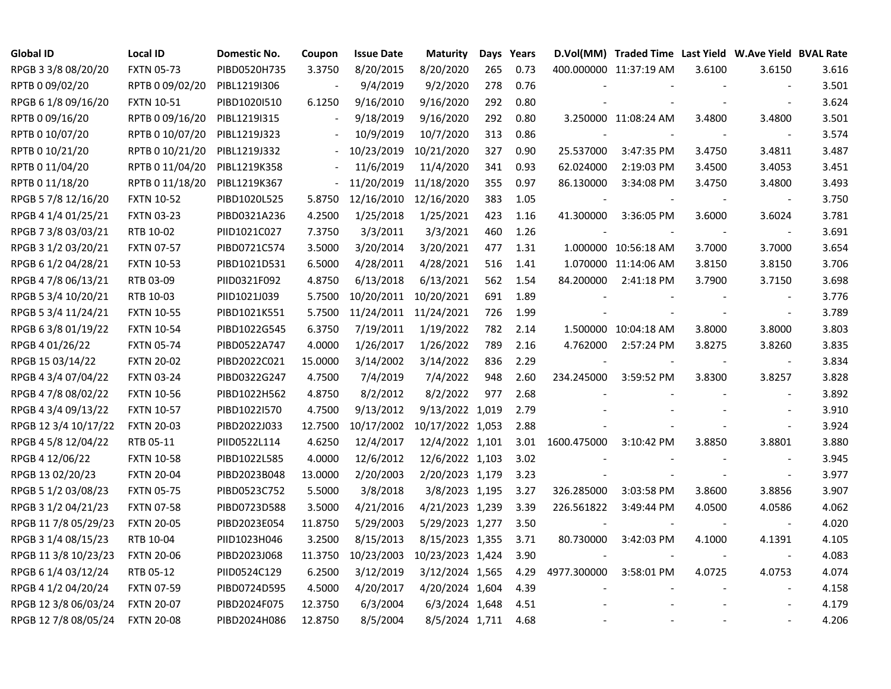| Global ID | Local ID | Domestic No. | Coupon | Issue Date | Maturity | Days | Years | D.Vol(MM) | Traded Time | Last Yield | W.Ave Yield | BVAL Rate |
|---|---|---|---|---|---|---|---|---|---|---|---|---|
| RPGB 3 3/8 08/20/20 | FXTN 05-73 | PIBD0520H735 | 3.3750 | 8/20/2015 | 8/20/2020 | 265 | 0.73 | 400.000000 | 11:37:19 AM | 3.6100 | 3.6150 | 3.616 |
| RPTB 0 09/02/20 | RPTB 0 09/02/20 | PIBL1219I306 | - | 9/4/2019 | 9/2/2020 | 278 | 0.76 | - | - | - | - | 3.501 |
| RPGB 6 1/8 09/16/20 | FXTN 10-51 | PIBD1020I510 | 6.1250 | 9/16/2010 | 9/16/2020 | 292 | 0.80 | - | - | - | - | 3.624 |
| RPTB 0 09/16/20 | RPTB 0 09/16/20 | PIBL1219I315 | - | 9/18/2019 | 9/16/2020 | 292 | 0.80 | 3.250000 | 11:08:24 AM | 3.4800 | 3.4800 | 3.501 |
| RPTB 0 10/07/20 | RPTB 0 10/07/20 | PIBL1219J323 | - | 10/9/2019 | 10/7/2020 | 313 | 0.86 | - | - | - | - | 3.574 |
| RPTB 0 10/21/20 | RPTB 0 10/21/20 | PIBL1219J332 | - | 10/23/2019 | 10/21/2020 | 327 | 0.90 | 25.537000 | 3:47:35 PM | 3.4750 | 3.4811 | 3.487 |
| RPTB 0 11/04/20 | RPTB 0 11/04/20 | PIBL1219K358 | - | 11/6/2019 | 11/4/2020 | 341 | 0.93 | 62.024000 | 2:19:03 PM | 3.4500 | 3.4053 | 3.451 |
| RPTB 0 11/18/20 | RPTB 0 11/18/20 | PIBL1219K367 | - | 11/20/2019 | 11/18/2020 | 355 | 0.97 | 86.130000 | 3:34:08 PM | 3.4750 | 3.4800 | 3.493 |
| RPGB 5 7/8 12/16/20 | FXTN 10-52 | PIBD1020L525 | 5.8750 | 12/16/2010 | 12/16/2020 | 383 | 1.05 | - | - | - | - | 3.750 |
| RPGB 4 1/4 01/25/21 | FXTN 03-23 | PIBD0321A236 | 4.2500 | 1/25/2018 | 1/25/2021 | 423 | 1.16 | 41.300000 | 3:36:05 PM | 3.6000 | 3.6024 | 3.781 |
| RPGB 7 3/8 03/03/21 | RTB 10-02 | PIID1021C027 | 7.3750 | 3/3/2011 | 3/3/2021 | 460 | 1.26 | - | - | - | - | 3.691 |
| RPGB 3 1/2 03/20/21 | FXTN 07-57 | PIBD0721C574 | 3.5000 | 3/20/2014 | 3/20/2021 | 477 | 1.31 | 1.000000 | 10:56:18 AM | 3.7000 | 3.7000 | 3.654 |
| RPGB 6 1/2 04/28/21 | FXTN 10-53 | PIBD1021D531 | 6.5000 | 4/28/2011 | 4/28/2021 | 516 | 1.41 | 1.070000 | 11:14:06 AM | 3.8150 | 3.8150 | 3.706 |
| RPGB 4 7/8 06/13/21 | RTB 03-09 | PIID0321F092 | 4.8750 | 6/13/2018 | 6/13/2021 | 562 | 1.54 | 84.200000 | 2:41:18 PM | 3.7900 | 3.7150 | 3.698 |
| RPGB 5 3/4 10/20/21 | RTB 10-03 | PIID1021J039 | 5.7500 | 10/20/2011 | 10/20/2021 | 691 | 1.89 | - | - | - | - | 3.776 |
| RPGB 5 3/4 11/24/21 | FXTN 10-55 | PIBD1021K551 | 5.7500 | 11/24/2011 | 11/24/2021 | 726 | 1.99 | - | - | - | - | 3.789 |
| RPGB 6 3/8 01/19/22 | FXTN 10-54 | PIBD1022G545 | 6.3750 | 7/19/2011 | 1/19/2022 | 782 | 2.14 | 1.500000 | 10:04:18 AM | 3.8000 | 3.8000 | 3.803 |
| RPGB 4 01/26/22 | FXTN 05-74 | PIBD0522A747 | 4.0000 | 1/26/2017 | 1/26/2022 | 789 | 2.16 | 4.762000 | 2:57:24 PM | 3.8275 | 3.8260 | 3.835 |
| RPGB 15 03/14/22 | FXTN 20-02 | PIBD2022C021 | 15.0000 | 3/14/2002 | 3/14/2022 | 836 | 2.29 | - | - | - | - | 3.834 |
| RPGB 4 3/4 07/04/22 | FXTN 03-24 | PIBD0322G247 | 4.7500 | 7/4/2019 | 7/4/2022 | 948 | 2.60 | 234.245000 | 3:59:52 PM | 3.8300 | 3.8257 | 3.828 |
| RPGB 4 7/8 08/02/22 | FXTN 10-56 | PIBD1022H562 | 4.8750 | 8/2/2012 | 8/2/2022 | 977 | 2.68 | - | - | - | - | 3.892 |
| RPGB 4 3/4 09/13/22 | FXTN 10-57 | PIBD1022I570 | 4.7500 | 9/13/2012 | 9/13/2022 | 1,019 | 2.79 | - | - | - | - | 3.910 |
| RPGB 12 3/4 10/17/22 | FXTN 20-03 | PIBD2022J033 | 12.7500 | 10/17/2002 | 10/17/2022 | 1,053 | 2.88 | - | - | - | - | 3.924 |
| RPGB 4 5/8 12/04/22 | RTB 05-11 | PIID0522L114 | 4.6250 | 12/4/2017 | 12/4/2022 | 1,101 | 3.01 | 1600.475000 | 3:10:42 PM | 3.8850 | 3.8801 | 3.880 |
| RPGB 4 12/06/22 | FXTN 10-58 | PIBD1022L585 | 4.0000 | 12/6/2012 | 12/6/2022 | 1,103 | 3.02 | - | - | - | - | 3.945 |
| RPGB 13 02/20/23 | FXTN 20-04 | PIBD2023B048 | 13.0000 | 2/20/2003 | 2/20/2023 | 1,179 | 3.23 | - | - | - | - | 3.977 |
| RPGB 5 1/2 03/08/23 | FXTN 05-75 | PIBD0523C752 | 5.5000 | 3/8/2018 | 3/8/2023 | 1,195 | 3.27 | 326.285000 | 3:03:58 PM | 3.8600 | 3.8856 | 3.907 |
| RPGB 3 1/2 04/21/23 | FXTN 07-58 | PIBD0723D588 | 3.5000 | 4/21/2016 | 4/21/2023 | 1,239 | 3.39 | 226.561822 | 3:49:44 PM | 4.0500 | 4.0586 | 4.062 |
| RPGB 11 7/8 05/29/23 | FXTN 20-05 | PIBD2023E054 | 11.8750 | 5/29/2003 | 5/29/2023 | 1,277 | 3.50 | - | - | - | - | 4.020 |
| RPGB 3 1/4 08/15/23 | RTB 10-04 | PIID1023H046 | 3.2500 | 8/15/2013 | 8/15/2023 | 1,355 | 3.71 | 80.730000 | 3:42:03 PM | 4.1000 | 4.1391 | 4.105 |
| RPGB 11 3/8 10/23/23 | FXTN 20-06 | PIBD2023J068 | 11.3750 | 10/23/2003 | 10/23/2023 | 1,424 | 3.90 | - | - | - | - | 4.083 |
| RPGB 6 1/4 03/12/24 | RTB 05-12 | PIID0524C129 | 6.2500 | 3/12/2019 | 3/12/2024 | 1,565 | 4.29 | 4977.300000 | 3:58:01 PM | 4.0725 | 4.0753 | 4.074 |
| RPGB 4 1/2 04/20/24 | FXTN 07-59 | PIBD0724D595 | 4.5000 | 4/20/2017 | 4/20/2024 | 1,604 | 4.39 | - | - | - | - | 4.158 |
| RPGB 12 3/8 06/03/24 | FXTN 20-07 | PIBD2024F075 | 12.3750 | 6/3/2004 | 6/3/2024 | 1,648 | 4.51 | - | - | - | - | 4.179 |
| RPGB 12 7/8 08/05/24 | FXTN 20-08 | PIBD2024H086 | 12.8750 | 8/5/2004 | 8/5/2024 | 1,711 | 4.68 | - | - | - | - | 4.206 |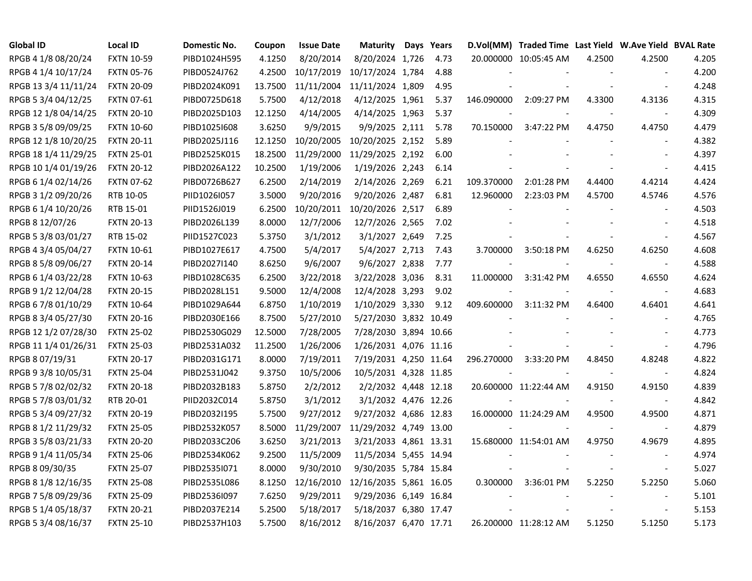| Global ID | Local ID | Domestic No. | Coupon | Issue Date | Maturity | Days | Years | D.Vol(MM) | Traded Time | Last Yield | W.Ave Yield | BVAL Rate |
|---|---|---|---|---|---|---|---|---|---|---|---|---|
| RPGB 4 1/8 08/20/24 | FXTN 10-59 | PIBD1024H595 | 4.1250 | 8/20/2014 | 8/20/2024 | 1,726 | 4.73 | 20.000000 | 10:05:45 AM | 4.2500 | 4.2500 | 4.205 |
| RPGB 4 1/4 10/17/24 | FXTN 05-76 | PIBD0524J762 | 4.2500 | 10/17/2019 | 10/17/2024 | 1,784 | 4.88 | - | - | - | - | 4.200 |
| RPGB 13 3/4 11/11/24 | FXTN 20-09 | PIBD2024K091 | 13.7500 | 11/11/2004 | 11/11/2024 | 1,809 | 4.95 | - | - | - | - | 4.248 |
| RPGB 5 3/4 04/12/25 | FXTN 07-61 | PIBD0725D618 | 5.7500 | 4/12/2018 | 4/12/2025 | 1,961 | 5.37 | 146.090000 | 2:09:27 PM | 4.3300 | 4.3136 | 4.315 |
| RPGB 12 1/8 04/14/25 | FXTN 20-10 | PIBD2025D103 | 12.1250 | 4/14/2005 | 4/14/2025 | 1,963 | 5.37 | - | - | - | - | 4.309 |
| RPGB 3 5/8 09/09/25 | FXTN 10-60 | PIBD1025I608 | 3.6250 | 9/9/2015 | 9/9/2025 | 2,111 | 5.78 | 70.150000 | 3:47:22 PM | 4.4750 | 4.4750 | 4.479 |
| RPGB 12 1/8 10/20/25 | FXTN 20-11 | PIBD2025J116 | 12.1250 | 10/20/2005 | 10/20/2025 | 2,152 | 5.89 | - | - | - | - | 4.382 |
| RPGB 18 1/4 11/29/25 | FXTN 25-01 | PIBD2525K015 | 18.2500 | 11/29/2000 | 11/29/2025 | 2,192 | 6.00 | - | - | - | - | 4.397 |
| RPGB 10 1/4 01/19/26 | FXTN 20-12 | PIBD2026A122 | 10.2500 | 1/19/2006 | 1/19/2026 | 2,243 | 6.14 | - | - | - | - | 4.415 |
| RPGB 6 1/4 02/14/26 | FXTN 07-62 | PIBD0726B627 | 6.2500 | 2/14/2019 | 2/14/2026 | 2,269 | 6.21 | 109.370000 | 2:01:28 PM | 4.4400 | 4.4214 | 4.424 |
| RPGB 3 1/2 09/20/26 | RTB 10-05 | PIID1026I057 | 3.5000 | 9/20/2016 | 9/20/2026 | 2,487 | 6.81 | 12.960000 | 2:23:03 PM | 4.5700 | 4.5746 | 4.576 |
| RPGB 6 1/4 10/20/26 | RTB 15-01 | PIID1526J019 | 6.2500 | 10/20/2011 | 10/20/2026 | 2,517 | 6.89 | - | - | - | - | 4.503 |
| RPGB 8 12/07/26 | FXTN 20-13 | PIBD2026L139 | 8.0000 | 12/7/2006 | 12/7/2026 | 2,565 | 7.02 | - | - | - | - | 4.518 |
| RPGB 5 3/8 03/01/27 | RTB 15-02 | PIID1527C023 | 5.3750 | 3/1/2012 | 3/1/2027 | 2,649 | 7.25 | - | - | - | - | 4.567 |
| RPGB 4 3/4 05/04/27 | FXTN 10-61 | PIBD1027E617 | 4.7500 | 5/4/2017 | 5/4/2027 | 2,713 | 7.43 | 3.700000 | 3:50:18 PM | 4.6250 | 4.6250 | 4.608 |
| RPGB 8 5/8 09/06/27 | FXTN 20-14 | PIBD2027I140 | 8.6250 | 9/6/2007 | 9/6/2027 | 2,838 | 7.77 | - | - | - | - | 4.588 |
| RPGB 6 1/4 03/22/28 | FXTN 10-63 | PIBD1028C635 | 6.2500 | 3/22/2018 | 3/22/2028 | 3,036 | 8.31 | 11.000000 | 3:31:42 PM | 4.6550 | 4.6550 | 4.624 |
| RPGB 9 1/2 12/04/28 | FXTN 20-15 | PIBD2028L151 | 9.5000 | 12/4/2008 | 12/4/2028 | 3,293 | 9.02 | - | - | - | - | 4.683 |
| RPGB 6 7/8 01/10/29 | FXTN 10-64 | PIBD1029A644 | 6.8750 | 1/10/2019 | 1/10/2029 | 3,330 | 9.12 | 409.600000 | 3:11:32 PM | 4.6400 | 4.6401 | 4.641 |
| RPGB 8 3/4 05/27/30 | FXTN 20-16 | PIBD2030E166 | 8.7500 | 5/27/2010 | 5/27/2030 | 3,832 | 10.49 | - | - | - | - | 4.765 |
| RPGB 12 1/2 07/28/30 | FXTN 25-02 | PIBD2530G029 | 12.5000 | 7/28/2005 | 7/28/2030 | 3,894 | 10.66 | - | - | - | - | 4.773 |
| RPGB 11 1/4 01/26/31 | FXTN 25-03 | PIBD2531A032 | 11.2500 | 1/26/2006 | 1/26/2031 | 4,076 | 11.16 | - | - | - | - | 4.796 |
| RPGB 8 07/19/31 | FXTN 20-17 | PIBD2031G171 | 8.0000 | 7/19/2011 | 7/19/2031 | 4,250 | 11.64 | 296.270000 | 3:33:20 PM | 4.8450 | 4.8248 | 4.822 |
| RPGB 9 3/8 10/05/31 | FXTN 25-04 | PIBD2531J042 | 9.3750 | 10/5/2006 | 10/5/2031 | 4,328 | 11.85 | - | - | - | - | 4.824 |
| RPGB 5 7/8 02/02/32 | FXTN 20-18 | PIBD2032B183 | 5.8750 | 2/2/2012 | 2/2/2032 | 4,448 | 12.18 | 20.600000 | 11:22:44 AM | 4.9150 | 4.9150 | 4.839 |
| RPGB 5 7/8 03/01/32 | RTB 20-01 | PIID2032C014 | 5.8750 | 3/1/2012 | 3/1/2032 | 4,476 | 12.26 | - | - | - | - | 4.842 |
| RPGB 5 3/4 09/27/32 | FXTN 20-19 | PIBD2032I195 | 5.7500 | 9/27/2012 | 9/27/2032 | 4,686 | 12.83 | 16.000000 | 11:24:29 AM | 4.9500 | 4.9500 | 4.871 |
| RPGB 8 1/2 11/29/32 | FXTN 25-05 | PIBD2532K057 | 8.5000 | 11/29/2007 | 11/29/2032 | 4,749 | 13.00 | - | - | - | - | 4.879 |
| RPGB 3 5/8 03/21/33 | FXTN 20-20 | PIBD2033C206 | 3.6250 | 3/21/2013 | 3/21/2033 | 4,861 | 13.31 | 15.680000 | 11:54:01 AM | 4.9750 | 4.9679 | 4.895 |
| RPGB 9 1/4 11/05/34 | FXTN 25-06 | PIBD2534K062 | 9.2500 | 11/5/2009 | 11/5/2034 | 5,455 | 14.94 | - | - | - | - | 4.974 |
| RPGB 8 09/30/35 | FXTN 25-07 | PIBD2535I071 | 8.0000 | 9/30/2010 | 9/30/2035 | 5,784 | 15.84 | - | - | - | - | 5.027 |
| RPGB 8 1/8 12/16/35 | FXTN 25-08 | PIBD2535L086 | 8.1250 | 12/16/2010 | 12/16/2035 | 5,861 | 16.05 | 0.300000 | 3:36:01 PM | 5.2250 | 5.2250 | 5.060 |
| RPGB 7 5/8 09/29/36 | FXTN 25-09 | PIBD2536I097 | 7.6250 | 9/29/2011 | 9/29/2036 | 6,149 | 16.84 | - | - | - | - | 5.101 |
| RPGB 5 1/4 05/18/37 | FXTN 20-21 | PIBD2037E214 | 5.2500 | 5/18/2017 | 5/18/2037 | 6,380 | 17.47 | - | - | - | - | 5.153 |
| RPGB 5 3/4 08/16/37 | FXTN 25-10 | PIBD2537H103 | 5.7500 | 8/16/2012 | 8/16/2037 | 6,470 | 17.71 | 26.200000 | 11:28:12 AM | 5.1250 | 5.1250 | 5.173 |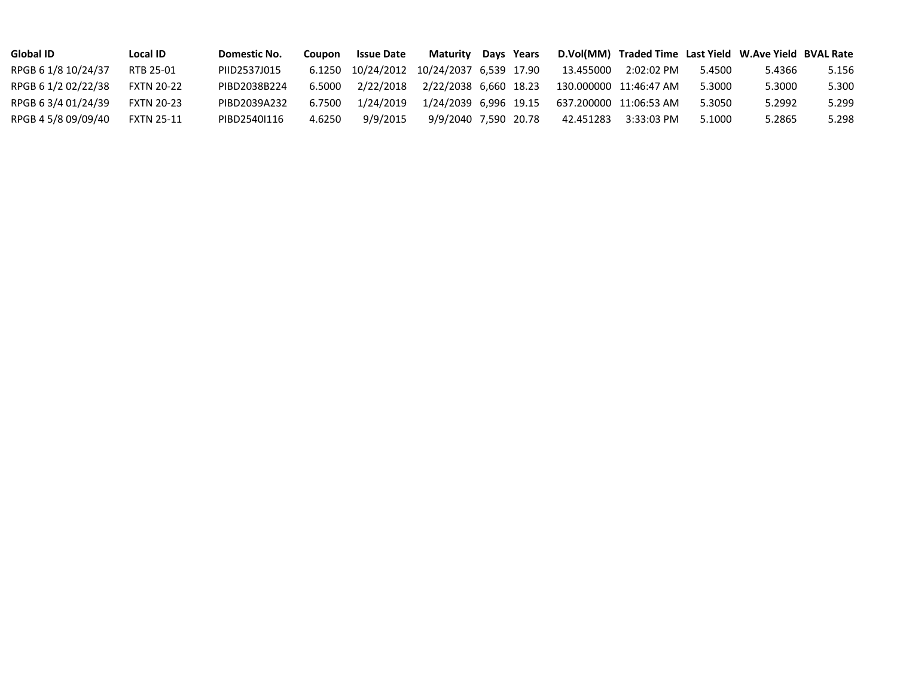| Global ID | Local ID | Domestic No. | Coupon | Issue Date | Maturity | Days | Years | D.Vol(MM) | Traded Time | Last Yield | W.Ave Yield | BVAL Rate |
|---|---|---|---|---|---|---|---|---|---|---|---|---|
| RPGB 6 1/8 10/24/37 | RTB 25-01 | PIID2537J015 | 6.1250 | 10/24/2012 | 10/24/2037 | 6,539 | 17.90 | 13.455000 | 2:02:02 PM | 5.4500 | 5.4366 | 5.156 |
| RPGB 6 1/2 02/22/38 | FXTN 20-22 | PIBD2038B224 | 6.5000 | 2/22/2018 | 2/22/2038 | 6,660 | 18.23 | 130.000000 | 11:46:47 AM | 5.3000 | 5.3000 | 5.300 |
| RPGB 6 3/4 01/24/39 | FXTN 20-23 | PIBD2039A232 | 6.7500 | 1/24/2019 | 1/24/2039 | 6,996 | 19.15 | 637.200000 | 11:06:53 AM | 5.3050 | 5.2992 | 5.299 |
| RPGB 4 5/8 09/09/40 | FXTN 25-11 | PIBD2540I116 | 4.6250 | 9/9/2015 | 9/9/2040 | 7,590 | 20.78 | 42.451283 | 3:33:03 PM | 5.1000 | 5.2865 | 5.298 |